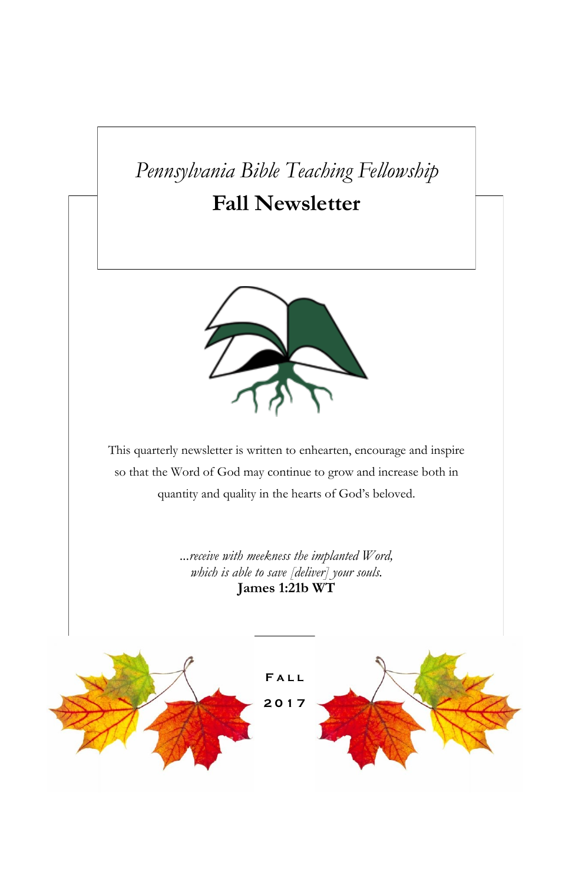*Pennsylvania Bible Teaching Fellowship*

# Fall Newsletter

This quarterly newsletter is written to enhearten, encourage and inspire so that the Word of God may continue to grow and increase both in quantity and quality in the hearts of God's beloved.

*...receive with meekness the implanted Word,*
*which is able to save [deliver] your souls.*
**James 1:21b WT**

Fall

2017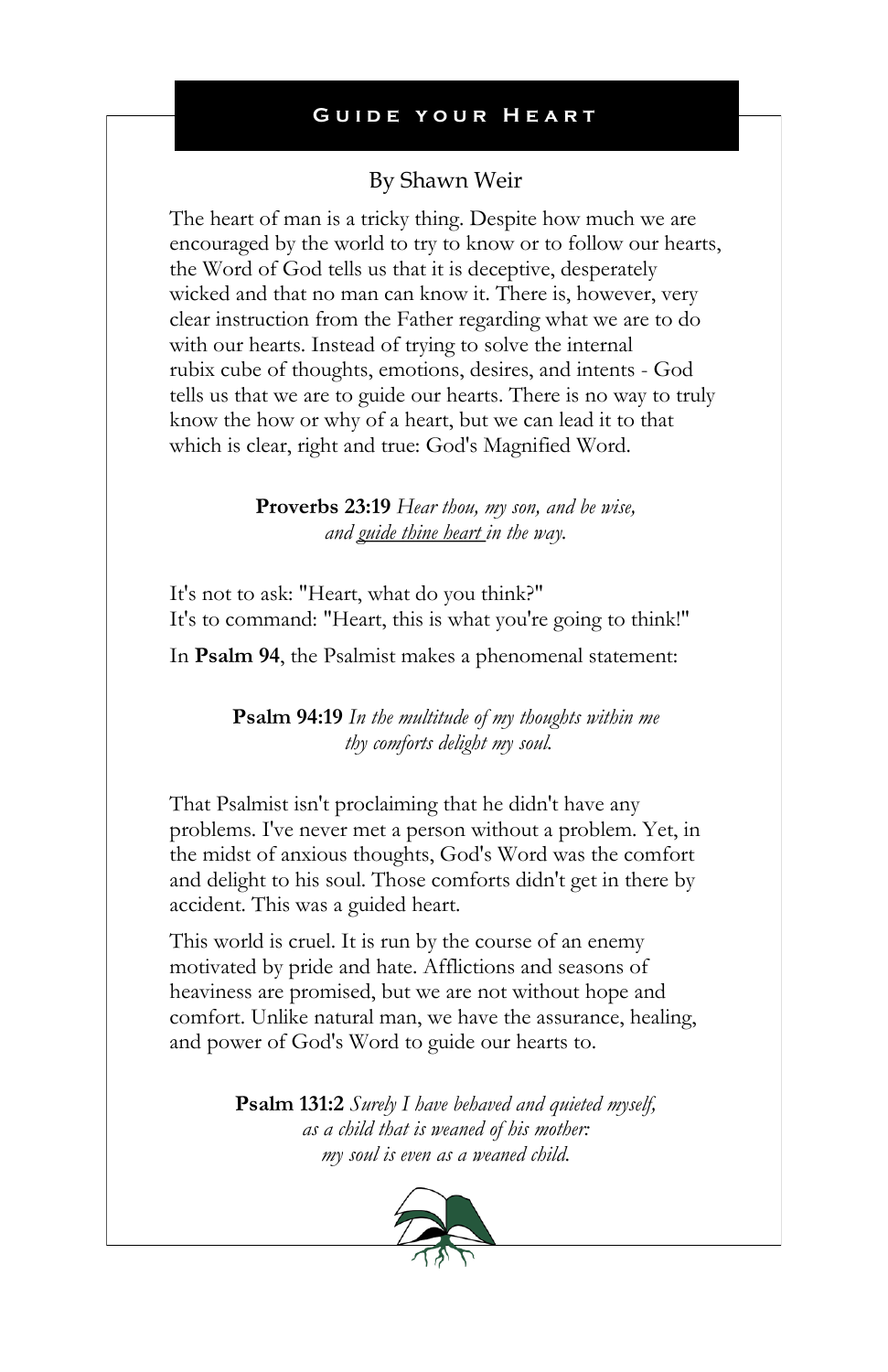## Guide your Heart

By Shawn Weir

The heart of man is a tricky thing. Despite how much we are encouraged by the world to try to know or to follow our hearts, the Word of God tells us that it is deceptive, desperately wicked and that no man can know it. There is, however, very clear instruction from the Father regarding what we are to do with our hearts. Instead of trying to solve the internal rubix cube of thoughts, emotions, desires, and intents - God tells us that we are to guide our hearts. There is no way to truly know the how or why of a heart, but we can lead it to that which is clear, right and true: God's Magnified Word.

> **Proverbs 23:19** *Hear thou, my son, and be wise, and guide thine heart in the way.*

It's not to ask: "Heart, what do you think?"
It's to command: "Heart, this is what you're going to think!"

In **Psalm 94**, the Psalmist makes a phenomenal statement:

> **Psalm 94:19** *In the multitude of my thoughts within me thy comforts delight my soul.*

That Psalmist isn't proclaiming that he didn't have any problems. I've never met a person without a problem. Yet, in the midst of anxious thoughts, God's Word was the comfort and delight to his soul. Those comforts didn't get in there by accident. This was a guided heart.

This world is cruel. It is run by the course of an enemy motivated by pride and hate. Afflictions and seasons of heaviness are promised, but we are not without hope and comfort. Unlike natural man, we have the assurance, healing, and power of God's Word to guide our hearts to.

> **Psalm 131:2** *Surely I have behaved and quieted myself, as a child that is weaned of his mother: my soul is even as a weaned child.*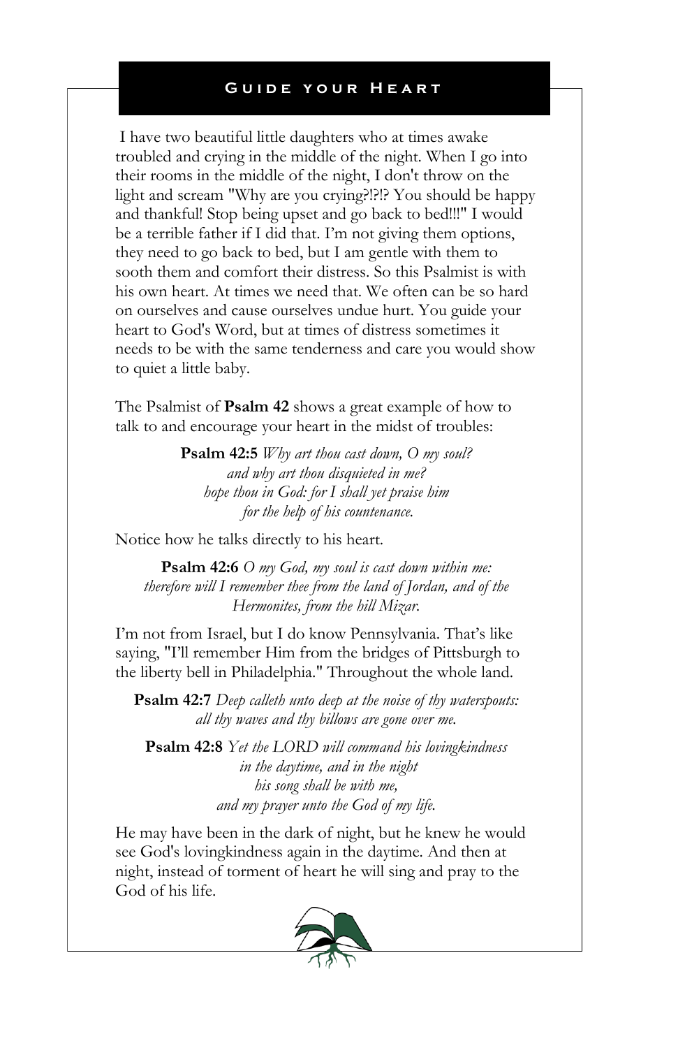## Guide your Heart

I have two beautiful little daughters who at times awake troubled and crying in the middle of the night. When I go into their rooms in the middle of the night, I don't throw on the light and scream "Why are you crying?!?!? You should be happy and thankful! Stop being upset and go back to bed!!!" I would be a terrible father if I did that. I'm not giving them options, they need to go back to bed, but I am gentle with them to sooth them and comfort their distress. So this Psalmist is with his own heart. At times we need that. We often can be so hard on ourselves and cause ourselves undue hurt. You guide your heart to God's Word, but at times of distress sometimes it needs to be with the same tenderness and care you would show to quiet a little baby.

The Psalmist of **Psalm 42** shows a great example of how to talk to and encourage your heart in the midst of troubles:

> **Psalm 42:5** *Why art thou cast down, O my soul?*
> *and why art thou disquieted in me?*
> *hope thou in God: for I shall yet praise him*
> *for the help of his countenance.*

Notice how he talks directly to his heart.

> **Psalm 42:6** *O my God, my soul is cast down within me:*
> *therefore will I remember thee from the land of Jordan, and of the Hermonites, from the hill Mizar.*

I'm not from Israel, but I do know Pennsylvania. That's like saying, "I'll remember Him from the bridges of Pittsburgh to the liberty bell in Philadelphia." Throughout the whole land.

> **Psalm 42:7** *Deep calleth unto deep at the noise of thy waterspouts:*
> *all thy waves and thy billows are gone over me.*

> **Psalm 42:8** *Yet the LORD will command his lovingkindness*
> *in the daytime, and in the night*
> *his song shall be with me,*
> *and my prayer unto the God of my life.*

He may have been in the dark of night, but he knew he would see God's lovingkindness again in the daytime. And then at night, instead of torment of heart he will sing and pray to the God of his life.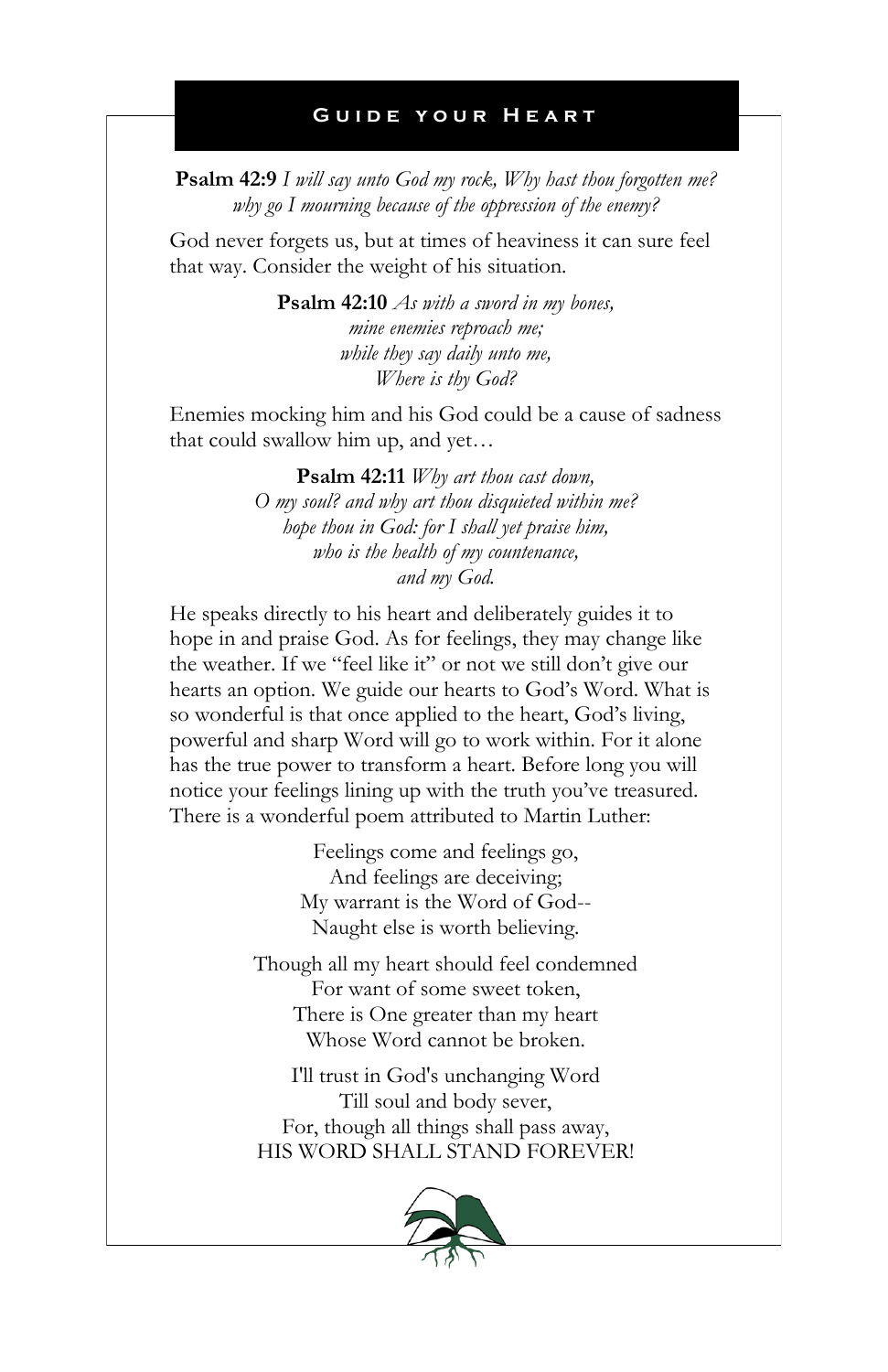## Guide your Heart

**Psalm 42:9** *I will say unto God my rock, Why hast thou forgotten me? why go I mourning because of the oppression of the enemy?*

God never forgets us, but at times of heaviness it can sure feel that way. Consider the weight of his situation.

**Psalm 42:10** *As with a sword in my bones,*
*mine enemies reproach me;*
*while they say daily unto me,*
*Where is thy God?*

Enemies mocking him and his God could be a cause of sadness that could swallow him up, and yet…

**Psalm 42:11** *Why art thou cast down,*
*O my soul? and why art thou disquieted within me?*
*hope thou in God: for I shall yet praise him,*
*who is the health of my countenance,*
*and my God.*

He speaks directly to his heart and deliberately guides it to hope in and praise God. As for feelings, they may change like the weather. If we "feel like it" or not we still don't give our hearts an option. We guide our hearts to God's Word. What is so wonderful is that once applied to the heart, God's living, powerful and sharp Word will go to work within. For it alone has the true power to transform a heart. Before long you will notice your feelings lining up with the truth you've treasured. There is a wonderful poem attributed to Martin Luther:

Feelings come and feelings go,
And feelings are deceiving;
My warrant is the Word of God--
Naught else is worth believing.

Though all my heart should feel condemned
For want of some sweet token,
There is One greater than my heart
Whose Word cannot be broken.

I'll trust in God's unchanging Word
Till soul and body sever,
For, though all things shall pass away,
HIS WORD SHALL STAND FOREVER!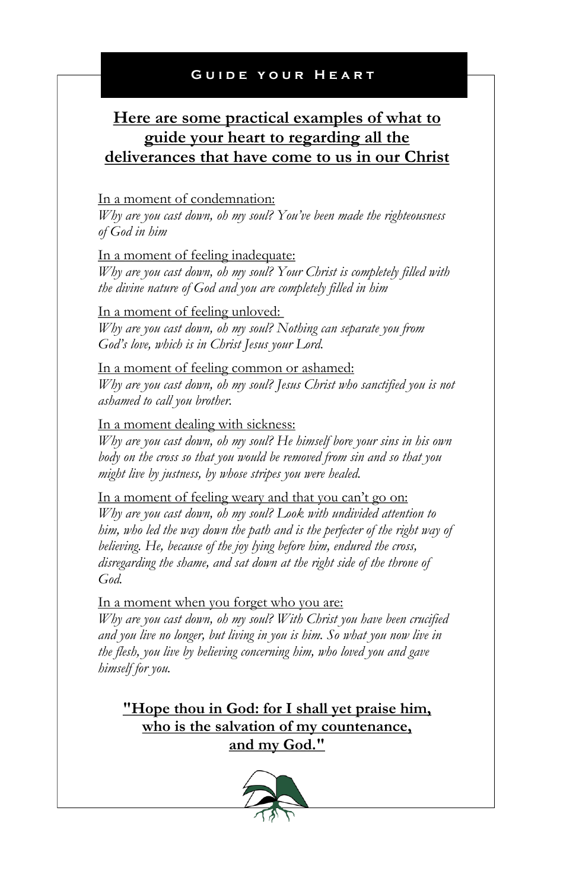## Guide your Heart

**Here are some practical examples of what to guide your heart to regarding all the deliverances that have come to us in our Christ**

In a moment of condemnation:
*Why are you cast down, oh my soul? You've been made the righteousness of God in him*

In a moment of feeling inadequate:
*Why are you cast down, oh my soul? Your Christ is completely filled with the divine nature of God and you are completely filled in him*

In a moment of feeling unloved:
*Why are you cast down, oh my soul? Nothing can separate you from God's love, which is in Christ Jesus your Lord.*

In a moment of feeling common or ashamed:
*Why are you cast down, oh my soul? Jesus Christ who sanctified you is not ashamed to call you brother.*

In a moment dealing with sickness:
*Why are you cast down, oh my soul? He himself bore your sins in his own body on the cross so that you would be removed from sin and so that you might live by justness, by whose stripes you were healed.*

In a moment of feeling weary and that you can't go on:
*Why are you cast down, oh my soul? Look with undivided attention to him, who led the way down the path and is the perfecter of the right way of believing. He, because of the joy lying before him, endured the cross, disregarding the shame, and sat down at the right side of the throne of God.*

In a moment when you forget who you are:
*Why are you cast down, oh my soul? With Christ you have been crucified and you live no longer, but living in you is him. So what you now live in the flesh, you live by believing concerning him, who loved you and gave himself for you.*

**"Hope thou in God: for I shall yet praise him, who is the salvation of my countenance, and my God."**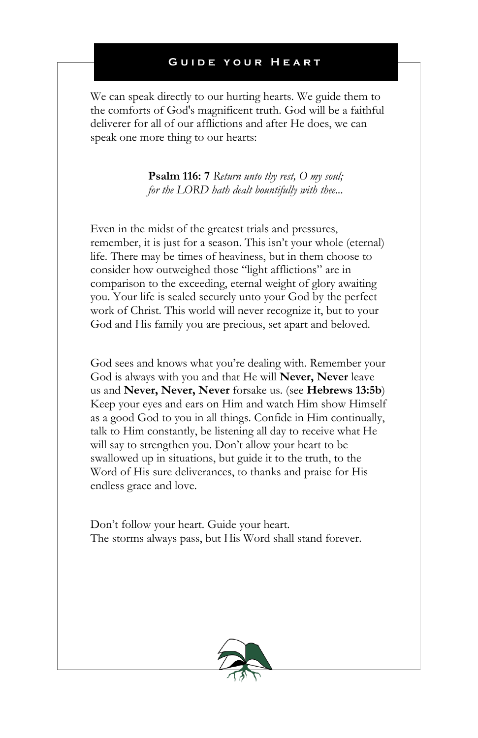## Guide your Heart

We can speak directly to our hurting hearts. We guide them to the comforts of God's magnificent truth. God will be a faithful deliverer for all of our afflictions and after He does, we can speak one more thing to our hearts:

> **Psalm 116: 7** *Return unto thy rest, O my soul; for the LORD hath dealt bountifully with thee...*

Even in the midst of the greatest trials and pressures, remember, it is just for a season. This isn't your whole (eternal) life. There may be times of heaviness, but in them choose to consider how outweighed those "light afflictions" are in comparison to the exceeding, eternal weight of glory awaiting you. Your life is sealed securely unto your God by the perfect work of Christ. This world will never recognize it, but to your God and His family you are precious, set apart and beloved.

God sees and knows what you're dealing with. Remember your God is always with you and that He will **Never, Never** leave us and **Never, Never, Never** forsake us. (see **Hebrews 13:5b**) Keep your eyes and ears on Him and watch Him show Himself as a good God to you in all things. Confide in Him continually, talk to Him constantly, be listening all day to receive what He will say to strengthen you. Don't allow your heart to be swallowed up in situations, but guide it to the truth, to the Word of His sure deliverances, to thanks and praise for His endless grace and love.

Don't follow your heart. Guide your heart.
The storms always pass, but His Word shall stand forever.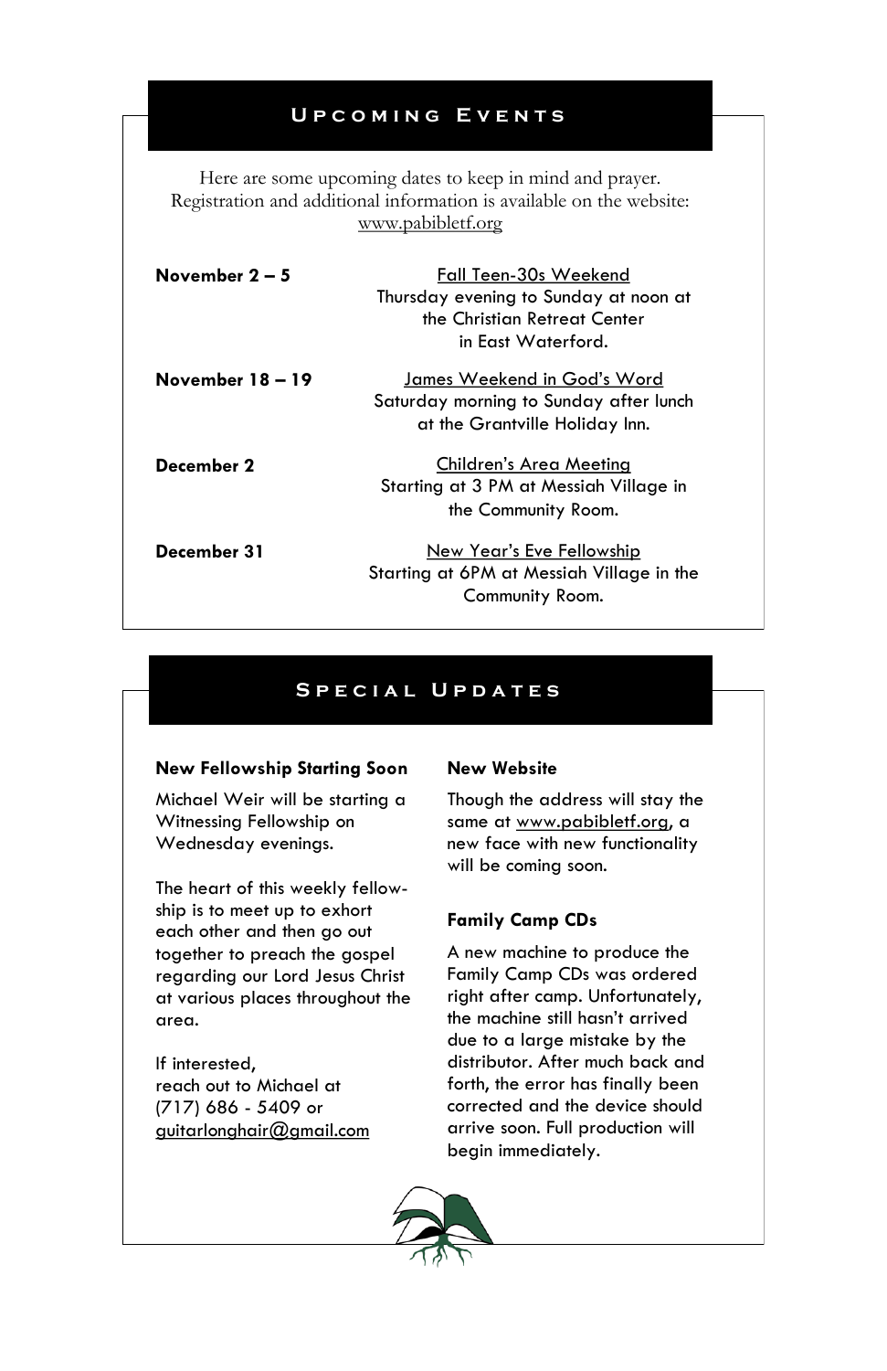## Upcoming Events

Here are some upcoming dates to keep in mind and prayer.
Registration and additional information is available on the website:
www.pabibletf.org

**November 2 – 5**

Fall Teen-30s Weekend
Thursday evening to Sunday at noon at the Christian Retreat Center in East Waterford.

**November 18 – 19**

James Weekend in God's Word
Saturday morning to Sunday after lunch at the Grantville Holiday Inn.

**December 2**

Children's Area Meeting
Starting at 3 PM at Messiah Village in the Community Room.

**December 31**

New Year's Eve Fellowship
Starting at 6PM at Messiah Village in the Community Room.

## Special Updates

**New Fellowship Starting Soon**

Michael Weir will be starting a Witnessing Fellowship on Wednesday evenings.

The heart of this weekly fellowship is to meet up to exhort each other and then go out together to preach the gospel regarding our Lord Jesus Christ at various places throughout the area.

If interested,
reach out to Michael at
(717) 686 - 5409 or
guitarlonghair@gmail.com

**New Website**

Though the address will stay the same at www.pabibletf.org, a new face with new functionality will be coming soon.

**Family Camp CDs**

A new machine to produce the Family Camp CDs was ordered right after camp. Unfortunately, the machine still hasn't arrived due to a large mistake by the distributor. After much back and forth, the error has finally been corrected and the device should arrive soon. Full production will begin immediately.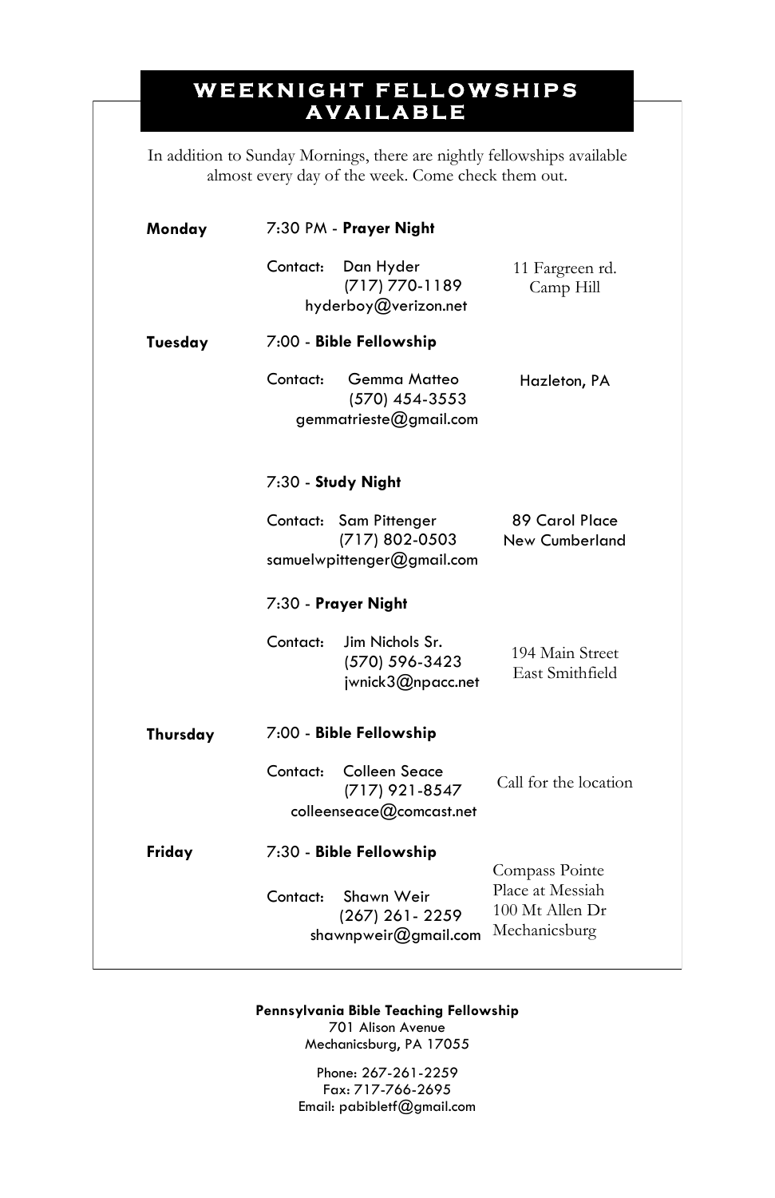## WEEKNIGHT FELLOWSHIPS AVAILABLE

In addition to Sunday Mornings, there are nightly fellowships available almost every day of the week. Come check them out.

**Monday**

7:30 PM - **Prayer Night**

Contact: Dan Hyder
(717) 770-1189
hyderboy@verizon.net

11 Fargreen rd.
Camp Hill

**Tuesday**

7:00 - **Bible Fellowship**

Contact: Gemma Matteo
(570) 454-3553
gemmatrieste@gmail.com

Hazleton, PA

7:30 - **Study Night**

Contact: Sam Pittenger
(717) 802-0503
samuelwpittenger@gmail.com

89 Carol Place
New Cumberland

7:30 - **Prayer Night**

Contact: Jim Nichols Sr.
(570) 596-3423
jwnick3@npacc.net

194 Main Street
East Smithfield

**Thursday**

7:00 - **Bible Fellowship**

Contact: Colleen Seace
(717) 921-8547
colleenseace@comcast.net

Call for the location

**Friday**

7:30 - **Bible Fellowship**

Contact: Shawn Weir
(267) 261- 2259
shawnpweir@gmail.com

Compass Pointe
Place at Messiah
100 Mt Allen Dr
Mechanicsburg

**Pennsylvania Bible Teaching Fellowship**
701 Alison Avenue
Mechanicsburg, PA 17055

Phone: 267-261-2259
Fax: 717-766-2695
Email: pabibletf@gmail.com